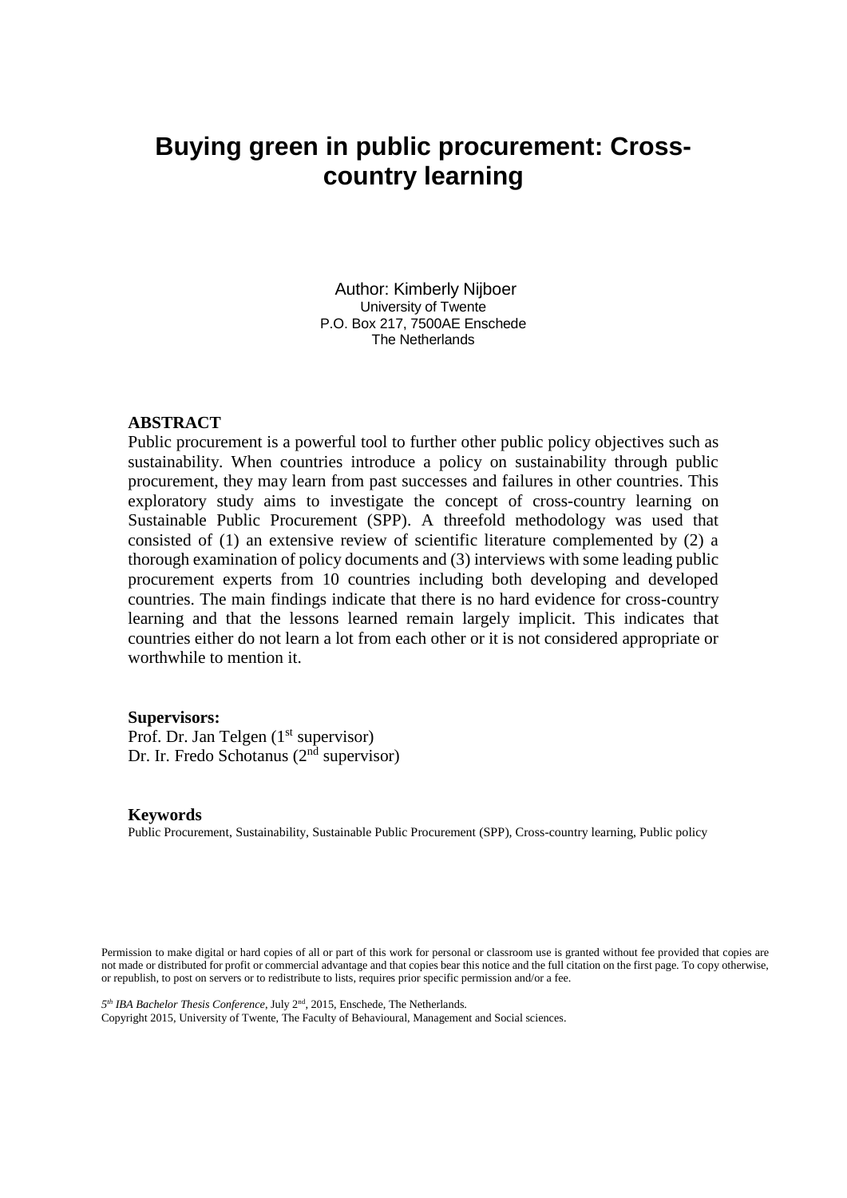# Buying green in public procurement: Cross-country learning

Author: Kimberly Nijboer
University of Twente
P.O. Box 217, 7500AE Enschede
The Netherlands

**ABSTRACT**

Public procurement is a powerful tool to further other public policy objectives such as sustainability. When countries introduce a policy on sustainability through public procurement, they may learn from past successes and failures in other countries. This exploratory study aims to investigate the concept of cross-country learning on Sustainable Public Procurement (SPP). A threefold methodology was used that consisted of (1) an extensive review of scientific literature complemented by (2) a thorough examination of policy documents and (3) interviews with some leading public procurement experts from 10 countries including both developing and developed countries. The main findings indicate that there is no hard evidence for cross-country learning and that the lessons learned remain largely implicit. This indicates that countries either do not learn a lot from each other or it is not considered appropriate or worthwhile to mention it.

**Supervisors:**
Prof. Dr. Jan Telgen (1st supervisor)
Dr. Ir. Fredo Schotanus (2nd supervisor)

**Keywords**
Public Procurement, Sustainability, Sustainable Public Procurement (SPP), Cross-country learning, Public policy

Permission to make digital or hard copies of all or part of this work for personal or classroom use is granted without fee provided that copies are not made or distributed for profit or commercial advantage and that copies bear this notice and the full citation on the first page. To copy otherwise, or republish, to post on servers or to redistribute to lists, requires prior specific permission and/or a fee.

*5th IBA Bachelor Thesis Conference*, July 2nd, 2015, Enschede, The Netherlands.
Copyright 2015, University of Twente, The Faculty of Behavioural, Management and Social sciences.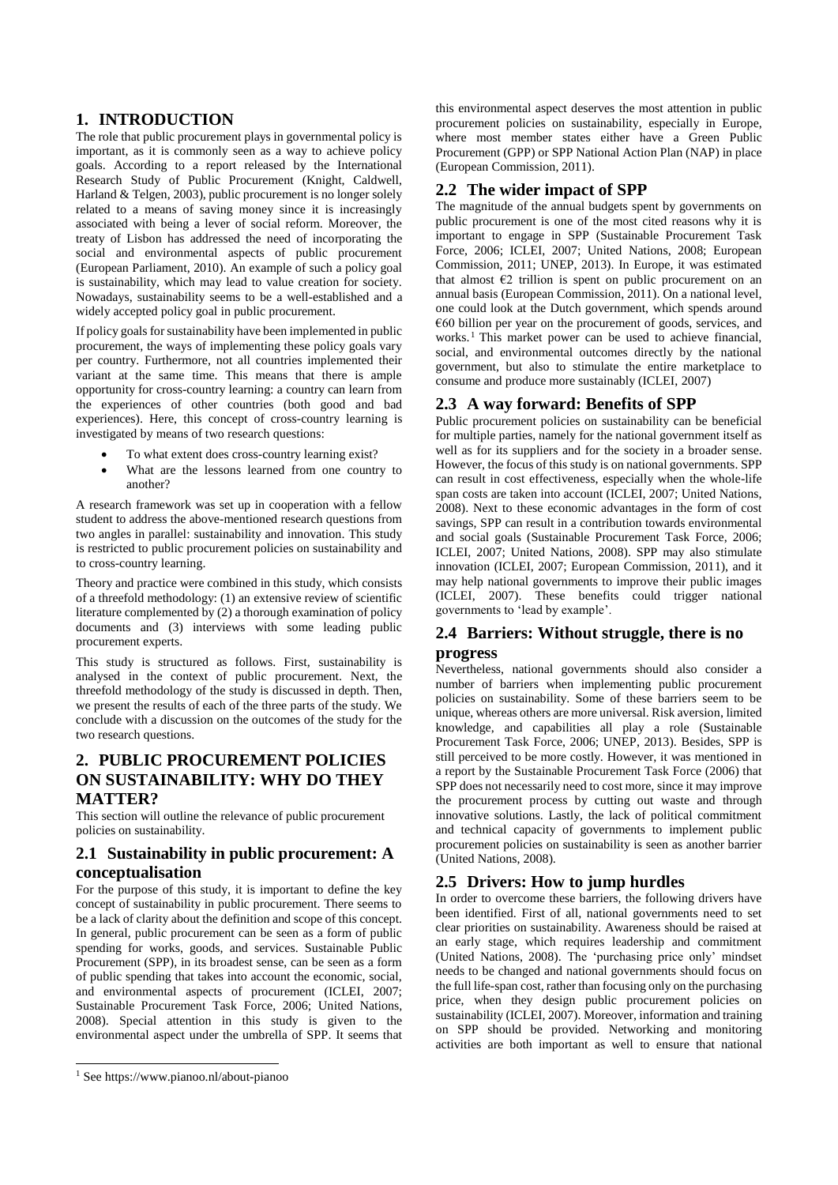## 1. INTRODUCTION

The role that public procurement plays in governmental policy is important, as it is commonly seen as a way to achieve policy goals. According to a report released by the International Research Study of Public Procurement (Knight, Caldwell, Harland & Telgen, 2003), public procurement is no longer solely related to a means of saving money since it is increasingly associated with being a lever of social reform. Moreover, the treaty of Lisbon has addressed the need of incorporating the social and environmental aspects of public procurement (European Parliament, 2010). An example of such a policy goal is sustainability, which may lead to value creation for society. Nowadays, sustainability seems to be a well-established and a widely accepted policy goal in public procurement.

If policy goals for sustainability have been implemented in public procurement, the ways of implementing these policy goals vary per country. Furthermore, not all countries implemented their variant at the same time. This means that there is ample opportunity for cross-country learning: a country can learn from the experiences of other countries (both good and bad experiences). Here, this concept of cross-country learning is investigated by means of two research questions:

- To what extent does cross-country learning exist?
- What are the lessons learned from one country to another?

A research framework was set up in cooperation with a fellow student to address the above-mentioned research questions from two angles in parallel: sustainability and innovation. This study is restricted to public procurement policies on sustainability and to cross-country learning.

Theory and practice were combined in this study, which consists of a threefold methodology: (1) an extensive review of scientific literature complemented by (2) a thorough examination of policy documents and (3) interviews with some leading public procurement experts.

This study is structured as follows. First, sustainability is analysed in the context of public procurement. Next, the threefold methodology of the study is discussed in depth. Then, we present the results of each of the three parts of the study. We conclude with a discussion on the outcomes of the study for the two research questions.

## 2. PUBLIC PROCUREMENT POLICIES ON SUSTAINABILITY: WHY DO THEY MATTER?

This section will outline the relevance of public procurement policies on sustainability.

### 2.1 Sustainability in public procurement: A conceptualisation

For the purpose of this study, it is important to define the key concept of sustainability in public procurement. There seems to be a lack of clarity about the definition and scope of this concept. In general, public procurement can be seen as a form of public spending for works, goods, and services. Sustainable Public Procurement (SPP), in its broadest sense, can be seen as a form of public spending that takes into account the economic, social, and environmental aspects of procurement (ICLEI, 2007; Sustainable Procurement Task Force, 2006; United Nations, 2008). Special attention in this study is given to the environmental aspect under the umbrella of SPP. It seems that this environmental aspect deserves the most attention in public procurement policies on sustainability, especially in Europe, where most member states either have a Green Public Procurement (GPP) or SPP National Action Plan (NAP) in place (European Commission, 2011).

### 2.2 The wider impact of SPP

The magnitude of the annual budgets spent by governments on public procurement is one of the most cited reasons why it is important to engage in SPP (Sustainable Procurement Task Force, 2006; ICLEI, 2007; United Nations, 2008; European Commission, 2011; UNEP, 2013). In Europe, it was estimated that almost €2 trillion is spent on public procurement on an annual basis (European Commission, 2011). On a national level, one could look at the Dutch government, which spends around €60 billion per year on the procurement of goods, services, and works.[1] This market power can be used to achieve financial, social, and environmental outcomes directly by the national government, but also to stimulate the entire marketplace to consume and produce more sustainably (ICLEI, 2007)

### 2.3 A way forward: Benefits of SPP

Public procurement policies on sustainability can be beneficial for multiple parties, namely for the national government itself as well as for its suppliers and for the society in a broader sense. However, the focus of this study is on national governments. SPP can result in cost effectiveness, especially when the whole-life span costs are taken into account (ICLEI, 2007; United Nations, 2008). Next to these economic advantages in the form of cost savings, SPP can result in a contribution towards environmental and social goals (Sustainable Procurement Task Force, 2006; ICLEI, 2007; United Nations, 2008). SPP may also stimulate innovation (ICLEI, 2007; European Commission, 2011), and it may help national governments to improve their public images (ICLEI, 2007). These benefits could trigger national governments to 'lead by example'.

### 2.4 Barriers: Without struggle, there is no progress

Nevertheless, national governments should also consider a number of barriers when implementing public procurement policies on sustainability. Some of these barriers seem to be unique, whereas others are more universal. Risk aversion, limited knowledge, and capabilities all play a role (Sustainable Procurement Task Force, 2006; UNEP, 2013). Besides, SPP is still perceived to be more costly. However, it was mentioned in a report by the Sustainable Procurement Task Force (2006) that SPP does not necessarily need to cost more, since it may improve the procurement process by cutting out waste and through innovative solutions. Lastly, the lack of political commitment and technical capacity of governments to implement public procurement policies on sustainability is seen as another barrier (United Nations, 2008).

### 2.5 Drivers: How to jump hurdles

In order to overcome these barriers, the following drivers have been identified. First of all, national governments need to set clear priorities on sustainability. Awareness should be raised at an early stage, which requires leadership and commitment (United Nations, 2008). The 'purchasing price only' mindset needs to be changed and national governments should focus on the full life-span cost, rather than focusing only on the purchasing price, when they design public procurement policies on sustainability (ICLEI, 2007). Moreover, information and training on SPP should be provided. Networking and monitoring activities are both important as well to ensure that national

[1] See https://www.pianoo.nl/about-pianoo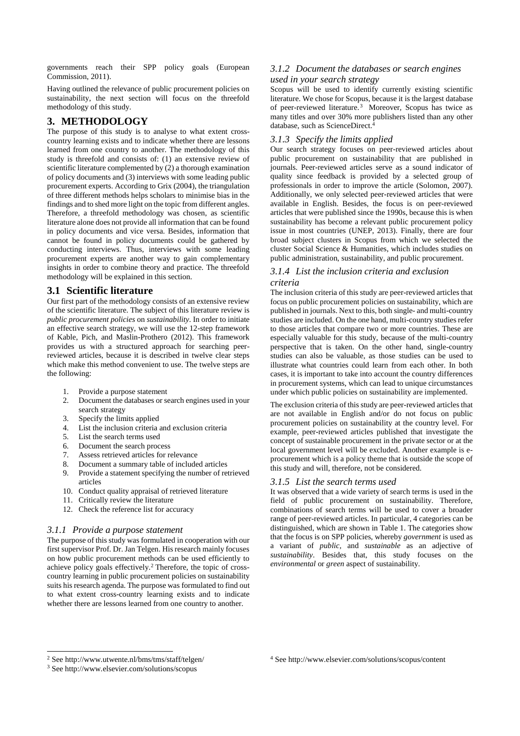governments reach their SPP policy goals (European Commission, 2011).

Having outlined the relevance of public procurement policies on sustainability, the next section will focus on the threefold methodology of this study.

# 3. METHODOLOGY

The purpose of this study is to analyse to what extent cross-country learning exists and to indicate whether there are lessons learned from one country to another. The methodology of this study is threefold and consists of: (1) an extensive review of scientific literature complemented by (2) a thorough examination of policy documents and (3) interviews with some leading public procurement experts. According to Grix (2004), the triangulation of three different methods helps scholars to minimise bias in the findings and to shed more light on the topic from different angles. Therefore, a threefold methodology was chosen, as scientific literature alone does not provide all information that can be found in policy documents and vice versa. Besides, information that cannot be found in policy documents could be gathered by conducting interviews. Thus, interviews with some leading procurement experts are another way to gain complementary insights in order to combine theory and practice. The threefold methodology will be explained in this section.

## 3.1 Scientific literature

Our first part of the methodology consists of an extensive review of the scientific literature. The subject of this literature review is *public procurement policies* on *sustainability*. In order to initiate an effective search strategy, we will use the 12-step framework of Kable, Pich, and Maslin-Prothero (2012). This framework provides us with a structured approach for searching peer-reviewed articles, because it is described in twelve clear steps which make this method convenient to use. The twelve steps are the following:

1. Provide a purpose statement
2. Document the databases or search engines used in your search strategy
3. Specify the limits applied
4. List the inclusion criteria and exclusion criteria
5. List the search terms used
6. Document the search process
7. Assess retrieved articles for relevance
8. Document a summary table of included articles
9. Provide a statement specifying the number of retrieved articles
10. Conduct quality appraisal of retrieved literature
11. Critically review the literature
12. Check the reference list for accuracy

### *3.1.1 Provide a purpose statement*

The purpose of this study was formulated in cooperation with our first supervisor Prof. Dr. Jan Telgen. His research mainly focuses on how public procurement methods can be used efficiently to achieve policy goals effectively.[2] Therefore, the topic of cross-country learning in public procurement policies on sustainability suits his research agenda. The purpose was formulated to find out to what extent cross-country learning exists and to indicate whether there are lessons learned from one country to another.

### *3.1.2 Document the databases or search engines used in your search strategy*

Scopus will be used to identify currently existing scientific literature. We chose for Scopus, because it is the largest database of peer-reviewed literature.[3] Moreover, Scopus has twice as many titles and over 30% more publishers listed than any other database, such as ScienceDirect.[4]

### *3.1.3 Specify the limits applied*

Our search strategy focuses on peer-reviewed articles about public procurement on sustainability that are published in journals. Peer-reviewed articles serve as a sound indicator of quality since feedback is provided by a selected group of professionals in order to improve the article (Solomon, 2007). Additionally, we only selected peer-reviewed articles that were available in English. Besides, the focus is on peer-reviewed articles that were published since the 1990s, because this is when sustainability has become a relevant public procurement policy issue in most countries (UNEP, 2013). Finally, there are four broad subject clusters in Scopus from which we selected the cluster Social Science & Humanities, which includes studies on public administration, sustainability, and public procurement.

### *3.1.4 List the inclusion criteria and exclusion criteria*

The inclusion criteria of this study are peer-reviewed articles that focus on public procurement policies on sustainability, which are published in journals. Next to this, both single- and multi-country studies are included. On the one hand, multi-country studies refer to those articles that compare two or more countries. These are especially valuable for this study, because of the multi-country perspective that is taken. On the other hand, single-country studies can also be valuable, as those studies can be used to illustrate what countries could learn from each other. In both cases, it is important to take into account the country differences in procurement systems, which can lead to unique circumstances under which public policies on sustainability are implemented.

The exclusion criteria of this study are peer-reviewed articles that are not available in English and/or do not focus on public procurement policies on sustainability at the country level. For example, peer-reviewed articles published that investigate the concept of sustainable procurement in the private sector or at the local government level will be excluded. Another example is e-procurement which is a policy theme that is outside the scope of this study and will, therefore, not be considered.

### *3.1.5 List the search terms used*

It was observed that a wide variety of search terms is used in the field of public procurement on sustainability. Therefore, combinations of search terms will be used to cover a broader range of peer-reviewed articles. In particular, 4 categories can be distinguished, which are shown in Table 1. The categories show that the focus is on SPP policies, whereby *government* is used as a variant of *public*, and *sustainable* as an adjective of *sustainability*. Besides that, this study focuses on the *environmental* or *green* aspect of sustainability.

---

[2] See http://www.utwente.nl/bms/tms/staff/telgen/

[3] See http://www.elsevier.com/solutions/scopus

[4] See http://www.elsevier.com/solutions/scopus/content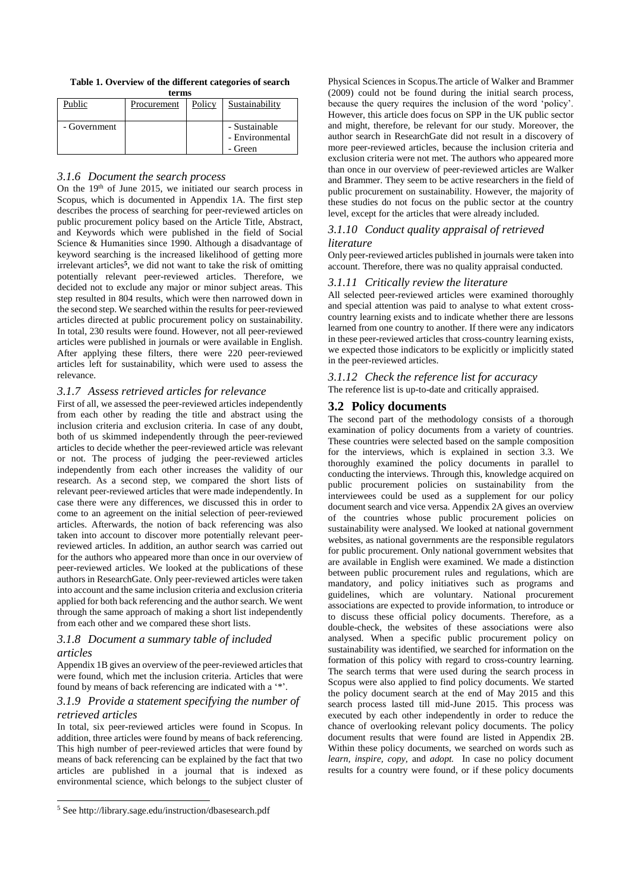**Table 1. Overview of the different categories of search terms**

| Public | Procurement | Policy | Sustainability |
|---|---|---|---|
| - Government | | | - Sustainable<br>- Environmental<br>- Green |

### *3.1.6 Document the search process*

On the 19th of June 2015, we initiated our search process in Scopus, which is documented in Appendix 1A. The first step describes the process of searching for peer-reviewed articles on public procurement policy based on the Article Title, Abstract, and Keywords which were published in the field of Social Science & Humanities since 1990. Although a disadvantage of keyword searching is the increased likelihood of getting more irrelevant articles[5], we did not want to take the risk of omitting potentially relevant peer-reviewed articles. Therefore, we decided not to exclude any major or minor subject areas. This step resulted in 804 results, which were then narrowed down in the second step. We searched within the results for peer-reviewed articles directed at public procurement policy on sustainability. In total, 230 results were found. However, not all peer-reviewed articles were published in journals or were available in English. After applying these filters, there were 220 peer-reviewed articles left for sustainability, which were used to assess the relevance.

### *3.1.7 Assess retrieved articles for relevance*

First of all, we assessed the peer-reviewed articles independently from each other by reading the title and abstract using the inclusion criteria and exclusion criteria. In case of any doubt, both of us skimmed independently through the peer-reviewed articles to decide whether the peer-reviewed article was relevant or not. The process of judging the peer-reviewed articles independently from each other increases the validity of our research. As a second step, we compared the short lists of relevant peer-reviewed articles that were made independently. In case there were any differences, we discussed this in order to come to an agreement on the initial selection of peer-reviewed articles. Afterwards, the notion of back referencing was also taken into account to discover more potentially relevant peer-reviewed articles. In addition, an author search was carried out for the authors who appeared more than once in our overview of peer-reviewed articles. We looked at the publications of these authors in ResearchGate. Only peer-reviewed articles were taken into account and the same inclusion criteria and exclusion criteria applied for both back referencing and the author search. We went through the same approach of making a short list independently from each other and we compared these short lists.

### *3.1.8 Document a summary table of included articles*

Appendix 1B gives an overview of the peer-reviewed articles that were found, which met the inclusion criteria. Articles that were found by means of back referencing are indicated with a '*'.

### *3.1.9 Provide a statement specifying the number of retrieved articles*

In total, six peer-reviewed articles were found in Scopus. In addition, three articles were found by means of back referencing. This high number of peer-reviewed articles that were found by means of back referencing can be explained by the fact that two articles are published in a journal that is indexed as environmental science, which belongs to the subject cluster of Physical Sciences in Scopus.The article of Walker and Brammer (2009) could not be found during the initial search process, because the query requires the inclusion of the word 'policy'. However, this article does focus on SPP in the UK public sector and might, therefore, be relevant for our study. Moreover, the author search in ResearchGate did not result in a discovery of more peer-reviewed articles, because the inclusion criteria and exclusion criteria were not met. The authors who appeared more than once in our overview of peer-reviewed articles are Walker and Brammer. They seem to be active researchers in the field of public procurement on sustainability. However, the majority of these studies do not focus on the public sector at the country level, except for the articles that were already included.

### *3.1.10 Conduct quality appraisal of retrieved literature*

Only peer-reviewed articles published in journals were taken into account. Therefore, there was no quality appraisal conducted.

### *3.1.11 Critically review the literature*

All selected peer-reviewed articles were examined thoroughly and special attention was paid to analyse to what extent cross-country learning exists and to indicate whether there are lessons learned from one country to another. If there were any indicators in these peer-reviewed articles that cross-country learning exists, we expected those indicators to be explicitly or implicitly stated in the peer-reviewed articles.

### *3.1.12 Check the reference list for accuracy*

The reference list is up-to-date and critically appraised.

## 3.2 Policy documents

The second part of the methodology consists of a thorough examination of policy documents from a variety of countries. These countries were selected based on the sample composition for the interviews, which is explained in section 3.3. We thoroughly examined the policy documents in parallel to conducting the interviews. Through this, knowledge acquired on public procurement policies on sustainability from the interviewees could be used as a supplement for our policy document search and vice versa. Appendix 2A gives an overview of the countries whose public procurement policies on sustainability were analysed. We looked at national government websites, as national governments are the responsible regulators for public procurement. Only national government websites that are available in English were examined. We made a distinction between public procurement rules and regulations, which are mandatory, and policy initiatives such as programs and guidelines, which are voluntary. National procurement associations are expected to provide information, to introduce or to discuss these official policy documents. Therefore, as a double-check, the websites of these associations were also analysed. When a specific public procurement policy on sustainability was identified, we searched for information on the formation of this policy with regard to cross-country learning. The search terms that were used during the search process in Scopus were also applied to find policy documents. We started the policy document search at the end of May 2015 and this search process lasted till mid-June 2015. This process was executed by each other independently in order to reduce the chance of overlooking relevant policy documents. The policy document results that were found are listed in Appendix 2B. Within these policy documents, we searched on words such as *learn*, *inspire*, *copy*, and *adopt.* In case no policy document results for a country were found, or if these policy documents

[5] See http://library.sage.edu/instruction/dbasesearch.pdf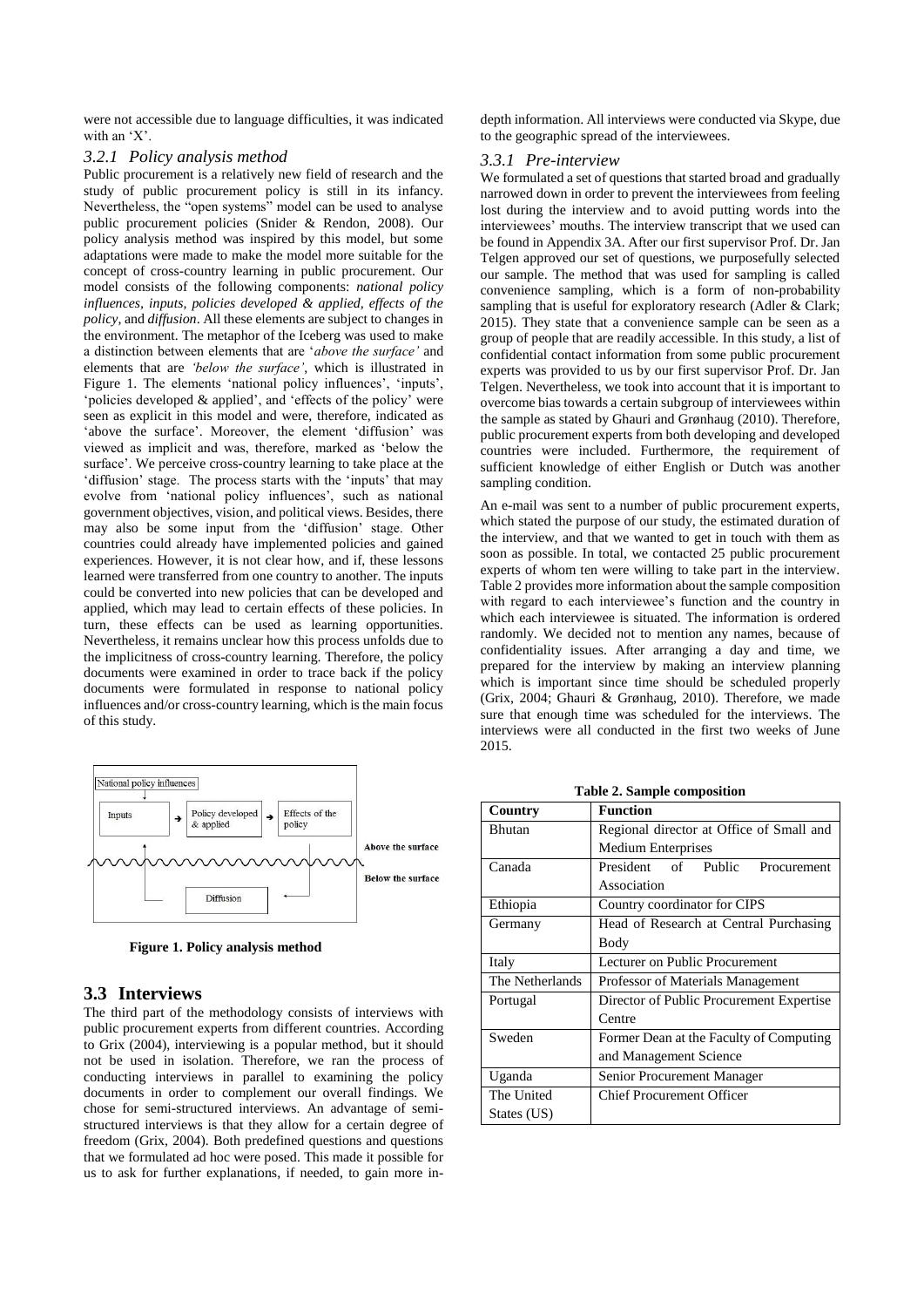were not accessible due to language difficulties, it was indicated with an 'X'.

### *3.2.1 Policy analysis method*

Public procurement is a relatively new field of research and the study of public procurement policy is still in its infancy. Nevertheless, the "open systems" model can be used to analyse public procurement policies (Snider & Rendon, 2008). Our policy analysis method was inspired by this model, but some adaptations were made to make the model more suitable for the concept of cross-country learning in public procurement. Our model consists of the following components: *national policy influences, inputs, policies developed & applied, effects of the policy,* and *diffusion*. All these elements are subject to changes in the environment. The metaphor of the Iceberg was used to make a distinction between elements that are '*above the surface'* and elements that are *'below the surface'*, which is illustrated in Figure 1. The elements 'national policy influences', 'inputs', 'policies developed & applied', and 'effects of the policy' were seen as explicit in this model and were, therefore, indicated as 'above the surface'. Moreover, the element 'diffusion' was viewed as implicit and was, therefore, marked as 'below the surface'. We perceive cross-country learning to take place at the 'diffusion' stage. The process starts with the 'inputs' that may evolve from 'national policy influences', such as national government objectives, vision, and political views. Besides, there may also be some input from the 'diffusion' stage. Other countries could already have implemented policies and gained experiences. However, it is not clear how, and if, these lessons learned were transferred from one country to another. The inputs could be converted into new policies that can be developed and applied, which may lead to certain effects of these policies. In turn, these effects can be used as learning opportunities. Nevertheless, it remains unclear how this process unfolds due to the implicitness of cross-country learning. Therefore, the policy documents were examined in order to trace back if the policy documents were formulated in response to national policy influences and/or cross-country learning, which is the main focus of this study.

National policy influences
Inputs
Policy developed & applied
Effects of the policy
Above the surface
Below the surface
Diffusion

**Figure 1. Policy analysis method**

## 3.3 Interviews

The third part of the methodology consists of interviews with public procurement experts from different countries. According to Grix (2004), interviewing is a popular method, but it should not be used in isolation. Therefore, we ran the process of conducting interviews in parallel to examining the policy documents in order to complement our overall findings. We chose for semi-structured interviews. An advantage of semi-structured interviews is that they allow for a certain degree of freedom (Grix, 2004). Both predefined questions and questions that we formulated ad hoc were posed. This made it possible for us to ask for further explanations, if needed, to gain more in-depth information. All interviews were conducted via Skype, due to the geographic spread of the interviewees.

### *3.3.1 Pre-interview*

We formulated a set of questions that started broad and gradually narrowed down in order to prevent the interviewees from feeling lost during the interview and to avoid putting words into the interviewees' mouths. The interview transcript that we used can be found in Appendix 3A. After our first supervisor Prof. Dr. Jan Telgen approved our set of questions, we purposefully selected our sample. The method that was used for sampling is called convenience sampling, which is a form of non-probability sampling that is useful for exploratory research (Adler & Clark; 2015). They state that a convenience sample can be seen as a group of people that are readily accessible. In this study, a list of confidential contact information from some public procurement experts was provided to us by our first supervisor Prof. Dr. Jan Telgen. Nevertheless, we took into account that it is important to overcome bias towards a certain subgroup of interviewees within the sample as stated by Ghauri and Grønhaug (2010). Therefore, public procurement experts from both developing and developed countries were included. Furthermore, the requirement of sufficient knowledge of either English or Dutch was another sampling condition.

An e-mail was sent to a number of public procurement experts, which stated the purpose of our study, the estimated duration of the interview, and that we wanted to get in touch with them as soon as possible. In total, we contacted 25 public procurement experts of whom ten were willing to take part in the interview. Table 2 provides more information about the sample composition with regard to each interviewee's function and the country in which each interviewee is situated. The information is ordered randomly. We decided not to mention any names, because of confidentiality issues. After arranging a day and time, we prepared for the interview by making an interview planning which is important since time should be scheduled properly (Grix, 2004; Ghauri & Grønhaug, 2010). Therefore, we made sure that enough time was scheduled for the interviews. The interviews were all conducted in the first two weeks of June 2015.

**Table 2. Sample composition**

| Country | Function |
|---|---|
| Bhutan | Regional director at Office of Small and Medium Enterprises |
| Canada | President of Public Procurement Association |
| Ethiopia | Country coordinator for CIPS |
| Germany | Head of Research at Central Purchasing Body |
| Italy | Lecturer on Public Procurement |
| The Netherlands | Professor of Materials Management |
| Portugal | Director of Public Procurement Expertise Centre |
| Sweden | Former Dean at the Faculty of Computing and Management Science |
| Uganda | Senior Procurement Manager |
| The United States (US) | Chief Procurement Officer |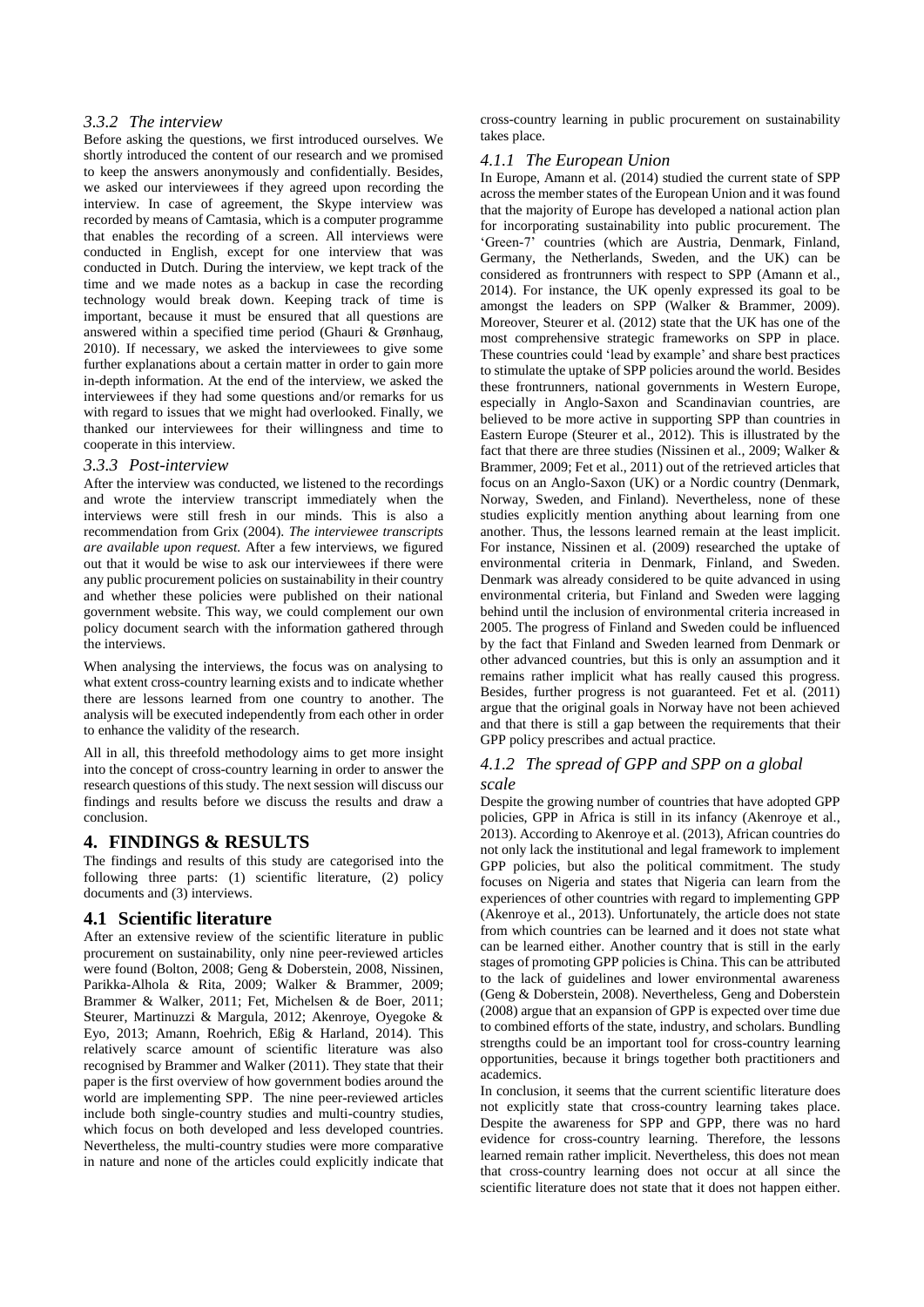### 3.3.2 The interview

Before asking the questions, we first introduced ourselves. We shortly introduced the content of our research and we promised to keep the answers anonymously and confidentially. Besides, we asked our interviewees if they agreed upon recording the interview. In case of agreement, the Skype interview was recorded by means of Camtasia, which is a computer programme that enables the recording of a screen. All interviews were conducted in English, except for one interview that was conducted in Dutch. During the interview, we kept track of the time and we made notes as a backup in case the recording technology would break down. Keeping track of time is important, because it must be ensured that all questions are answered within a specified time period (Ghauri & Grønhaug, 2010). If necessary, we asked the interviewees to give some further explanations about a certain matter in order to gain more in-depth information. At the end of the interview, we asked the interviewees if they had some questions and/or remarks for us with regard to issues that we might had overlooked. Finally, we thanked our interviewees for their willingness and time to cooperate in this interview.

### 3.3.3 Post-interview

After the interview was conducted, we listened to the recordings and wrote the interview transcript immediately when the interviews were still fresh in our minds. This is also a recommendation from Grix (2004). *The interviewee transcripts are available upon request.* After a few interviews, we figured out that it would be wise to ask our interviewees if there were any public procurement policies on sustainability in their country and whether these policies were published on their national government website. This way, we could complement our own policy document search with the information gathered through the interviews.

When analysing the interviews, the focus was on analysing to what extent cross-country learning exists and to indicate whether there are lessons learned from one country to another. The analysis will be executed independently from each other in order to enhance the validity of the research.

All in all, this threefold methodology aims to get more insight into the concept of cross-country learning in order to answer the research questions of this study. The next session will discuss our findings and results before we discuss the results and draw a conclusion.

# 4. FINDINGS & RESULTS

The findings and results of this study are categorised into the following three parts: (1) scientific literature, (2) policy documents and (3) interviews.

## 4.1 Scientific literature

After an extensive review of the scientific literature in public procurement on sustainability, only nine peer-reviewed articles were found (Bolton, 2008; Geng & Doberstein, 2008, Nissinen, Parikka-Alhola & Rita, 2009; Walker & Brammer, 2009; Brammer & Walker, 2011; Fet, Michelsen & de Boer, 2011; Steurer, Martinuzzi & Margula, 2012; Akenroye, Oyegoke & Eyo, 2013; Amann, Roehrich, Eßig & Harland, 2014). This relatively scarce amount of scientific literature was also recognised by Brammer and Walker (2011). They state that their paper is the first overview of how government bodies around the world are implementing SPP. The nine peer-reviewed articles include both single-country studies and multi-country studies, which focus on both developed and less developed countries. Nevertheless, the multi-country studies were more comparative in nature and none of the articles could explicitly indicate that cross-country learning in public procurement on sustainability takes place.

### 4.1.1 The European Union

In Europe, Amann et al. (2014) studied the current state of SPP across the member states of the European Union and it was found that the majority of Europe has developed a national action plan for incorporating sustainability into public procurement. The 'Green-7' countries (which are Austria, Denmark, Finland, Germany, the Netherlands, Sweden, and the UK) can be considered as frontrunners with respect to SPP (Amann et al., 2014). For instance, the UK openly expressed its goal to be amongst the leaders on SPP (Walker & Brammer, 2009). Moreover, Steurer et al. (2012) state that the UK has one of the most comprehensive strategic frameworks on SPP in place. These countries could 'lead by example' and share best practices to stimulate the uptake of SPP policies around the world. Besides these frontrunners, national governments in Western Europe, especially in Anglo-Saxon and Scandinavian countries, are believed to be more active in supporting SPP than countries in Eastern Europe (Steurer et al., 2012). This is illustrated by the fact that there are three studies (Nissinen et al., 2009; Walker & Brammer, 2009; Fet et al., 2011) out of the retrieved articles that focus on an Anglo-Saxon (UK) or a Nordic country (Denmark, Norway, Sweden, and Finland). Nevertheless, none of these studies explicitly mention anything about learning from one another. Thus, the lessons learned remain at the least implicit. For instance, Nissinen et al. (2009) researched the uptake of environmental criteria in Denmark, Finland, and Sweden. Denmark was already considered to be quite advanced in using environmental criteria, but Finland and Sweden were lagging behind until the inclusion of environmental criteria increased in 2005. The progress of Finland and Sweden could be influenced by the fact that Finland and Sweden learned from Denmark or other advanced countries, but this is only an assumption and it remains rather implicit what has really caused this progress. Besides, further progress is not guaranteed. Fet et al. (2011) argue that the original goals in Norway have not been achieved and that there is still a gap between the requirements that their GPP policy prescribes and actual practice.

### 4.1.2 The spread of GPP and SPP on a global scale

Despite the growing number of countries that have adopted GPP policies, GPP in Africa is still in its infancy (Akenroye et al., 2013). According to Akenroye et al. (2013), African countries do not only lack the institutional and legal framework to implement GPP policies, but also the political commitment. The study focuses on Nigeria and states that Nigeria can learn from the experiences of other countries with regard to implementing GPP (Akenroye et al., 2013). Unfortunately, the article does not state from which countries can be learned and it does not state what can be learned either. Another country that is still in the early stages of promoting GPP policies is China. This can be attributed to the lack of guidelines and lower environmental awareness (Geng & Doberstein, 2008). Nevertheless, Geng and Doberstein (2008) argue that an expansion of GPP is expected over time due to combined efforts of the state, industry, and scholars. Bundling strengths could be an important tool for cross-country learning opportunities, because it brings together both practitioners and academics.

In conclusion, it seems that the current scientific literature does not explicitly state that cross-country learning takes place. Despite the awareness for SPP and GPP, there was no hard evidence for cross-country learning. Therefore, the lessons learned remain rather implicit. Nevertheless, this does not mean that cross-country learning does not occur at all since the scientific literature does not state that it does not happen either.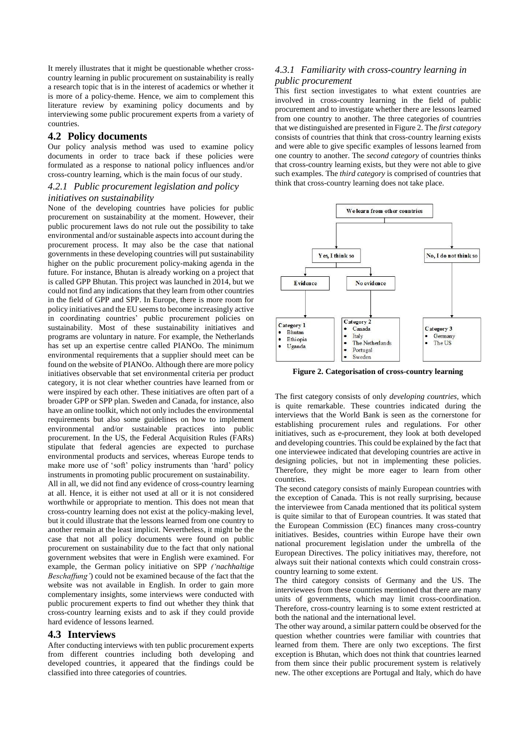It merely illustrates that it might be questionable whether cross-country learning in public procurement on sustainability is really a research topic that is in the interest of academics or whether it is more of a policy-theme. Hence, we aim to complement this literature review by examining policy documents and by interviewing some public procurement experts from a variety of countries.

## 4.2 Policy documents

Our policy analysis method was used to examine policy documents in order to trace back if these policies were formulated as a response to national policy influences and/or cross-country learning, which is the main focus of our study.

### *4.2.1 Public procurement legislation and policy initiatives on sustainability*

None of the developing countries have policies for public procurement on sustainability at the moment. However, their public procurement laws do not rule out the possibility to take environmental and/or sustainable aspects into account during the procurement process. It may also be the case that national governments in these developing countries will put sustainability higher on the public procurement policy-making agenda in the future. For instance, Bhutan is already working on a project that is called GPP Bhutan. This project was launched in 2014, but we could not find any indications that they learn from other countries in the field of GPP and SPP. In Europe, there is more room for policy initiatives and the EU seems to become increasingly active in coordinating countries' public procurement policies on sustainability. Most of these sustainability initiatives and programs are voluntary in nature. For example, the Netherlands has set up an expertise centre called PIANOo. The minimum environmental requirements that a supplier should meet can be found on the website of PIANOo. Although there are more policy initiatives observable that set environmental criteria per product category, it is not clear whether countries have learned from or were inspired by each other. These initiatives are often part of a broader GPP or SPP plan. Sweden and Canada, for instance, also have an online toolkit, which not only includes the environmental requirements but also some guidelines on how to implement environmental and/or sustainable practices into public procurement. In the US, the Federal Acquisition Rules (FARs) stipulate that federal agencies are expected to purchase environmental products and services, whereas Europe tends to make more use of 'soft' policy instruments than 'hard' policy instruments in promoting public procurement on sustainability.

All in all, we did not find any evidence of cross-country learning at all. Hence, it is either not used at all or it is not considered worthwhile or appropriate to mention. This does not mean that cross-country learning does not exist at the policy-making level, but it could illustrate that the lessons learned from one country to another remain at the least implicit. Nevertheless, it might be the case that not all policy documents were found on public procurement on sustainability due to the fact that only national government websites that were in English were examined. For example, the German policy initiative on SPP *('nachhaltige Beschaffung')* could not be examined because of the fact that the website was not available in English. In order to gain more complementary insights, some interviews were conducted with public procurement experts to find out whether they think that cross-country learning exists and to ask if they could provide hard evidence of lessons learned.

## 4.3 Interviews

After conducting interviews with ten public procurement experts from different countries including both developing and developed countries, it appeared that the findings could be classified into three categories of countries.

### *4.3.1 Familiarity with cross-country learning in public procurement*

This first section investigates to what extent countries are involved in cross-country learning in the field of public procurement and to investigate whether there are lessons learned from one country to another. The three categories of countries that we distinguished are presented in Figure 2. The *first category* consists of countries that think that cross-country learning exists and were able to give specific examples of lessons learned from one country to another. The *second category* of countries thinks that cross-country learning exists, but they were not able to give such examples. The *third category* is comprised of countries that think that cross-country learning does not take place.

We learn from other countries

Yes, I think so

No, I do not think so

Evidence

No evidence

Category 1
- Bhutan
- Ethiopia
- Uganda

Category 2
- Canada
- Italy
- The Netherlands
- Portugal
- Sweden

Category 3
- Germany
- The US

**Figure 2. Categorisation of cross-country learning**

The first category consists of only *developing countries*, which is quite remarkable. These countries indicated during the interviews that the World Bank is seen as the cornerstone for establishing procurement rules and regulations. For other initiatives, such as e-procurement, they look at both developed and developing countries. This could be explained by the fact that one interviewee indicated that developing countries are active in designing policies, but not in implementing these policies. Therefore, they might be more eager to learn from other countries.

The second category consists of mainly European countries with the exception of Canada. This is not really surprising, because the interviewee from Canada mentioned that its political system is quite similar to that of European countries. It was stated that the European Commission (EC) finances many cross-country initiatives. Besides, countries within Europe have their own national procurement legislation under the umbrella of the European Directives. The policy initiatives may, therefore, not always suit their national contexts which could constrain cross-country learning to some extent.

The third category consists of Germany and the US. The interviewees from these countries mentioned that there are many units of governments, which may limit cross-coordination. Therefore, cross-country learning is to some extent restricted at both the national and the international level.

The other way around, a similar pattern could be observed for the question whether countries were familiar with countries that learned from them. There are only two exceptions. The first exception is Bhutan, which does not think that countries learned from them since their public procurement system is relatively new. The other exceptions are Portugal and Italy, which do have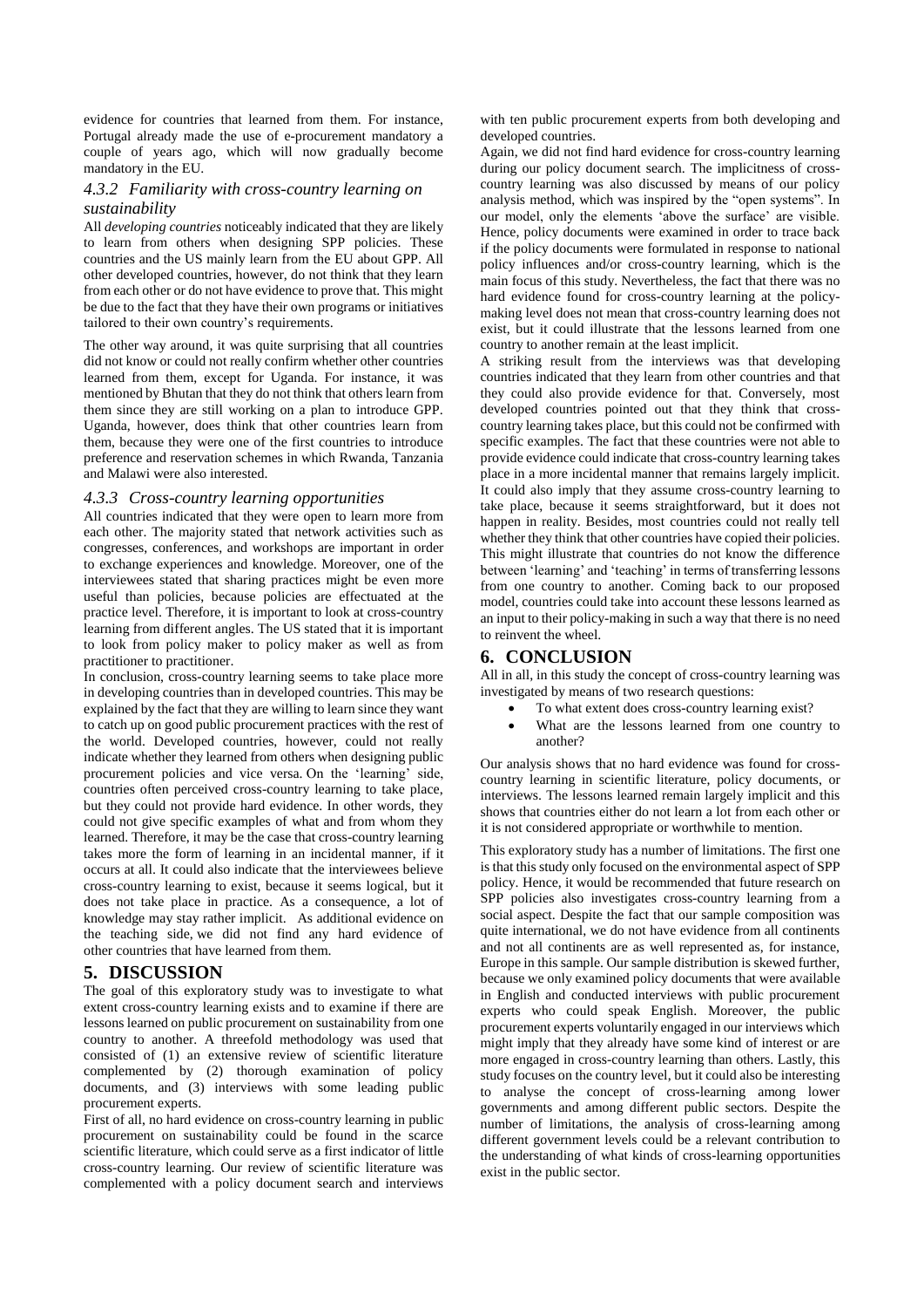evidence for countries that learned from them. For instance, Portugal already made the use of e-procurement mandatory a couple of years ago, which will now gradually become mandatory in the EU.

### 4.3.2 Familiarity with cross-country learning on sustainability

All *developing countries* noticeably indicated that they are likely to learn from others when designing SPP policies. These countries and the US mainly learn from the EU about GPP. All other developed countries, however, do not think that they learn from each other or do not have evidence to prove that. This might be due to the fact that they have their own programs or initiatives tailored to their own country's requirements.

The other way around, it was quite surprising that all countries did not know or could not really confirm whether other countries learned from them, except for Uganda. For instance, it was mentioned by Bhutan that they do not think that others learn from them since they are still working on a plan to introduce GPP. Uganda, however, does think that other countries learn from them, because they were one of the first countries to introduce preference and reservation schemes in which Rwanda, Tanzania and Malawi were also interested.

### 4.3.3 Cross-country learning opportunities

All countries indicated that they were open to learn more from each other. The majority stated that network activities such as congresses, conferences, and workshops are important in order to exchange experiences and knowledge. Moreover, one of the interviewees stated that sharing practices might be even more useful than policies, because policies are effectuated at the practice level. Therefore, it is important to look at cross-country learning from different angles. The US stated that it is important to look from policy maker to policy maker as well as from practitioner to practitioner.

In conclusion, cross-country learning seems to take place more in developing countries than in developed countries. This may be explained by the fact that they are willing to learn since they want to catch up on good public procurement practices with the rest of the world. Developed countries, however, could not really indicate whether they learned from others when designing public procurement policies and vice versa. On the 'learning' side, countries often perceived cross-country learning to take place, but they could not provide hard evidence. In other words, they could not give specific examples of what and from whom they learned. Therefore, it may be the case that cross-country learning takes more the form of learning in an incidental manner, if it occurs at all. It could also indicate that the interviewees believe cross-country learning to exist, because it seems logical, but it does not take place in practice. As a consequence, a lot of knowledge may stay rather implicit. As additional evidence on the teaching side, we did not find any hard evidence of other countries that have learned from them.

## 5. DISCUSSION

The goal of this exploratory study was to investigate to what extent cross-country learning exists and to examine if there are lessons learned on public procurement on sustainability from one country to another. A threefold methodology was used that consisted of (1) an extensive review of scientific literature complemented by (2) thorough examination of policy documents, and (3) interviews with some leading public procurement experts.

First of all, no hard evidence on cross-country learning in public procurement on sustainability could be found in the scarce scientific literature, which could serve as a first indicator of little cross-country learning. Our review of scientific literature was complemented with a policy document search and interviews with ten public procurement experts from both developing and developed countries.

Again, we did not find hard evidence for cross-country learning during our policy document search. The implicitness of cross-country learning was also discussed by means of our policy analysis method, which was inspired by the "open systems". In our model, only the elements 'above the surface' are visible. Hence, policy documents were examined in order to trace back if the policy documents were formulated in response to national policy influences and/or cross-country learning, which is the main focus of this study. Nevertheless, the fact that there was no hard evidence found for cross-country learning at the policy-making level does not mean that cross-country learning does not exist, but it could illustrate that the lessons learned from one country to another remain at the least implicit.

A striking result from the interviews was that developing countries indicated that they learn from other countries and that they could also provide evidence for that. Conversely, most developed countries pointed out that they think that cross-country learning takes place, but this could not be confirmed with specific examples. The fact that these countries were not able to provide evidence could indicate that cross-country learning takes place in a more incidental manner that remains largely implicit. It could also imply that they assume cross-country learning to take place, because it seems straightforward, but it does not happen in reality. Besides, most countries could not really tell whether they think that other countries have copied their policies. This might illustrate that countries do not know the difference between 'learning' and 'teaching' in terms of transferring lessons from one country to another. Coming back to our proposed model, countries could take into account these lessons learned as an input to their policy-making in such a way that there is no need to reinvent the wheel.

## 6. CONCLUSION

All in all, in this study the concept of cross-country learning was investigated by means of two research questions:

- To what extent does cross-country learning exist?
- What are the lessons learned from one country to another?

Our analysis shows that no hard evidence was found for cross-country learning in scientific literature, policy documents, or interviews. The lessons learned remain largely implicit and this shows that countries either do not learn a lot from each other or it is not considered appropriate or worthwhile to mention.

This exploratory study has a number of limitations. The first one is that this study only focused on the environmental aspect of SPP policy. Hence, it would be recommended that future research on SPP policies also investigates cross-country learning from a social aspect. Despite the fact that our sample composition was quite international, we do not have evidence from all continents and not all continents are as well represented as, for instance, Europe in this sample. Our sample distribution is skewed further, because we only examined policy documents that were available in English and conducted interviews with public procurement experts who could speak English. Moreover, the public procurement experts voluntarily engaged in our interviews which might imply that they already have some kind of interest or are more engaged in cross-country learning than others. Lastly, this study focuses on the country level, but it could also be interesting to analyse the concept of cross-learning among lower governments and among different public sectors. Despite the number of limitations, the analysis of cross-learning among different government levels could be a relevant contribution to the understanding of what kinds of cross-learning opportunities exist in the public sector.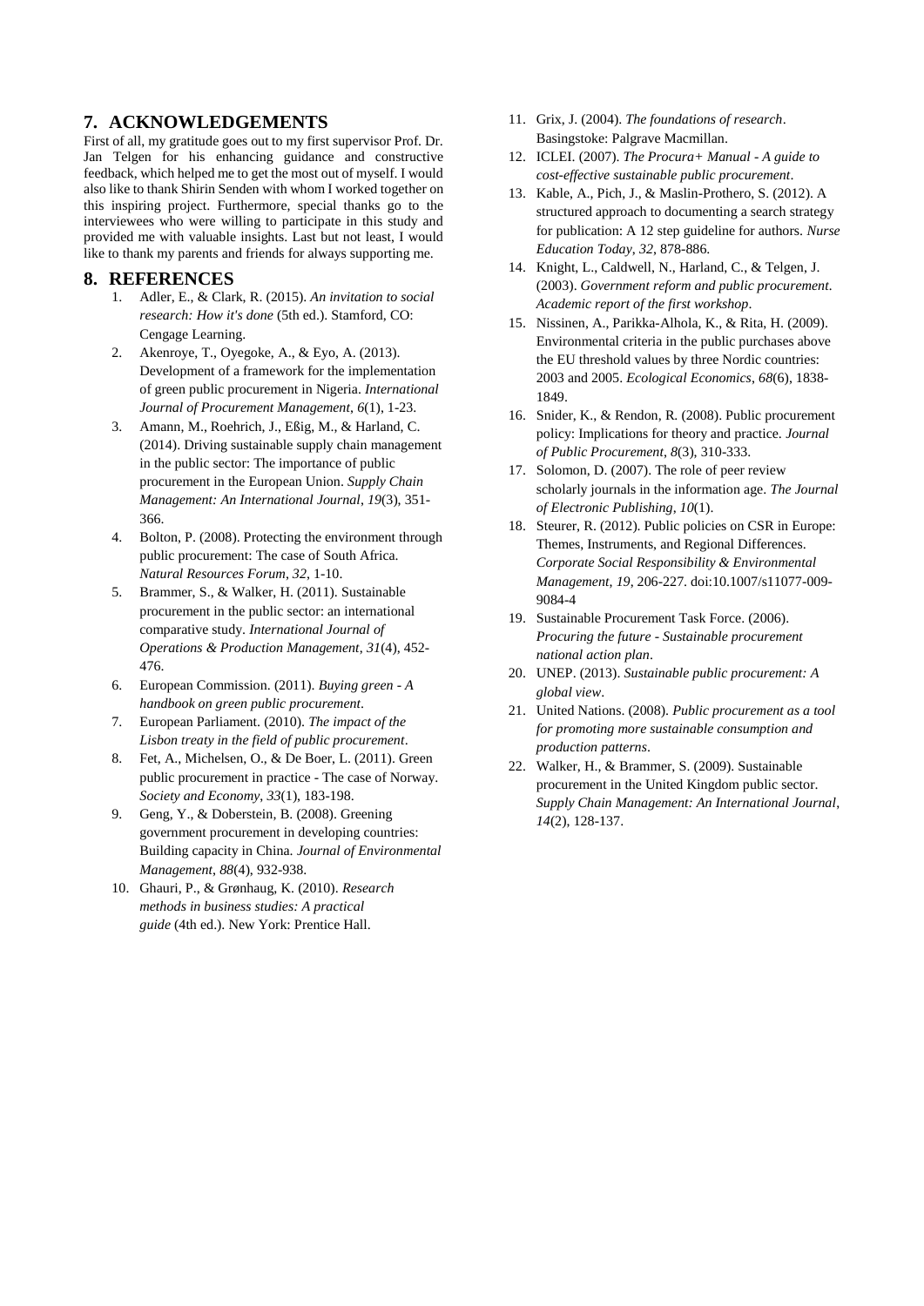## 7. ACKNOWLEDGEMENTS

First of all, my gratitude goes out to my first supervisor Prof. Dr. Jan Telgen for his enhancing guidance and constructive feedback, which helped me to get the most out of myself. I would also like to thank Shirin Senden with whom I worked together on this inspiring project. Furthermore, special thanks go to the interviewees who were willing to participate in this study and provided me with valuable insights. Last but not least, I would like to thank my parents and friends for always supporting me.

## 8. REFERENCES

1. Adler, E., & Clark, R. (2015). *An invitation to social research: How it's done* (5th ed.). Stamford, CO: Cengage Learning.
2. Akenroye, T., Oyegoke, A., & Eyo, A. (2013). Development of a framework for the implementation of green public procurement in Nigeria. *International Journal of Procurement Management*, *6*(1), 1-23.
3. Amann, M., Roehrich, J., Eßig, M., & Harland, C. (2014). Driving sustainable supply chain management in the public sector: The importance of public procurement in the European Union. *Supply Chain Management: An International Journal*, *19*(3), 351-366.
4. Bolton, P. (2008). Protecting the environment through public procurement: The case of South Africa. *Natural Resources Forum*, *32*, 1-10.
5. Brammer, S., & Walker, H. (2011). Sustainable procurement in the public sector: an international comparative study. *International Journal of Operations & Production Management, 31*(4), 452-476.
6. European Commission. (2011). *Buying green - A handbook on green public procurement*.
7. European Parliament. (2010). *The impact of the Lisbon treaty in the field of public procurement*.
8. Fet, A., Michelsen, O., & De Boer, L. (2011). Green public procurement in practice - The case of Norway. *Society and Economy*, *33*(1), 183-198.
9. Geng, Y., & Doberstein, B. (2008). Greening government procurement in developing countries: Building capacity in China. *Journal of Environmental Management*, *88*(4), 932-938.
10. Ghauri, P., & Grønhaug, K. (2010). *Research methods in business studies: A practical guide* (4th ed.). New York: Prentice Hall.
11. Grix, J. (2004). *The foundations of research*. Basingstoke: Palgrave Macmillan.
12. ICLEI. (2007). *The Procura+ Manual - A guide to cost-effective sustainable public procurement*.
13. Kable, A., Pich, J., & Maslin-Prothero, S. (2012). A structured approach to documenting a search strategy for publication: A 12 step guideline for authors. *Nurse Education Today*, *32*, 878-886.
14. Knight, L., Caldwell, N., Harland, C., & Telgen, J. (2003). *Government reform and public procurement. Academic report of the first workshop*.
15. Nissinen, A., Parikka-Alhola, K., & Rita, H. (2009). Environmental criteria in the public purchases above the EU threshold values by three Nordic countries: 2003 and 2005. *Ecological Economics*, *68*(6), 1838-1849.
16. Snider, K., & Rendon, R. (2008). Public procurement policy: Implications for theory and practice. *Journal of Public Procurement*, *8*(3), 310-333.
17. Solomon, D. (2007). The role of peer review scholarly journals in the information age. *The Journal of Electronic Publishing*, *10*(1).
18. Steurer, R. (2012). Public policies on CSR in Europe: Themes, Instruments, and Regional Differences. *Corporate Social Responsibility & Environmental Management, 19*, 206-227. doi:10.1007/s11077-009-9084-4
19. Sustainable Procurement Task Force. (2006). *Procuring the future - Sustainable procurement national action plan*.
20. UNEP. (2013). *Sustainable public procurement: A global view*.
21. United Nations. (2008). *Public procurement as a tool for promoting more sustainable consumption and production patterns*.
22. Walker, H., & Brammer, S. (2009). Sustainable procurement in the United Kingdom public sector. *Supply Chain Management: An International Journal*, *14*(2), 128-137.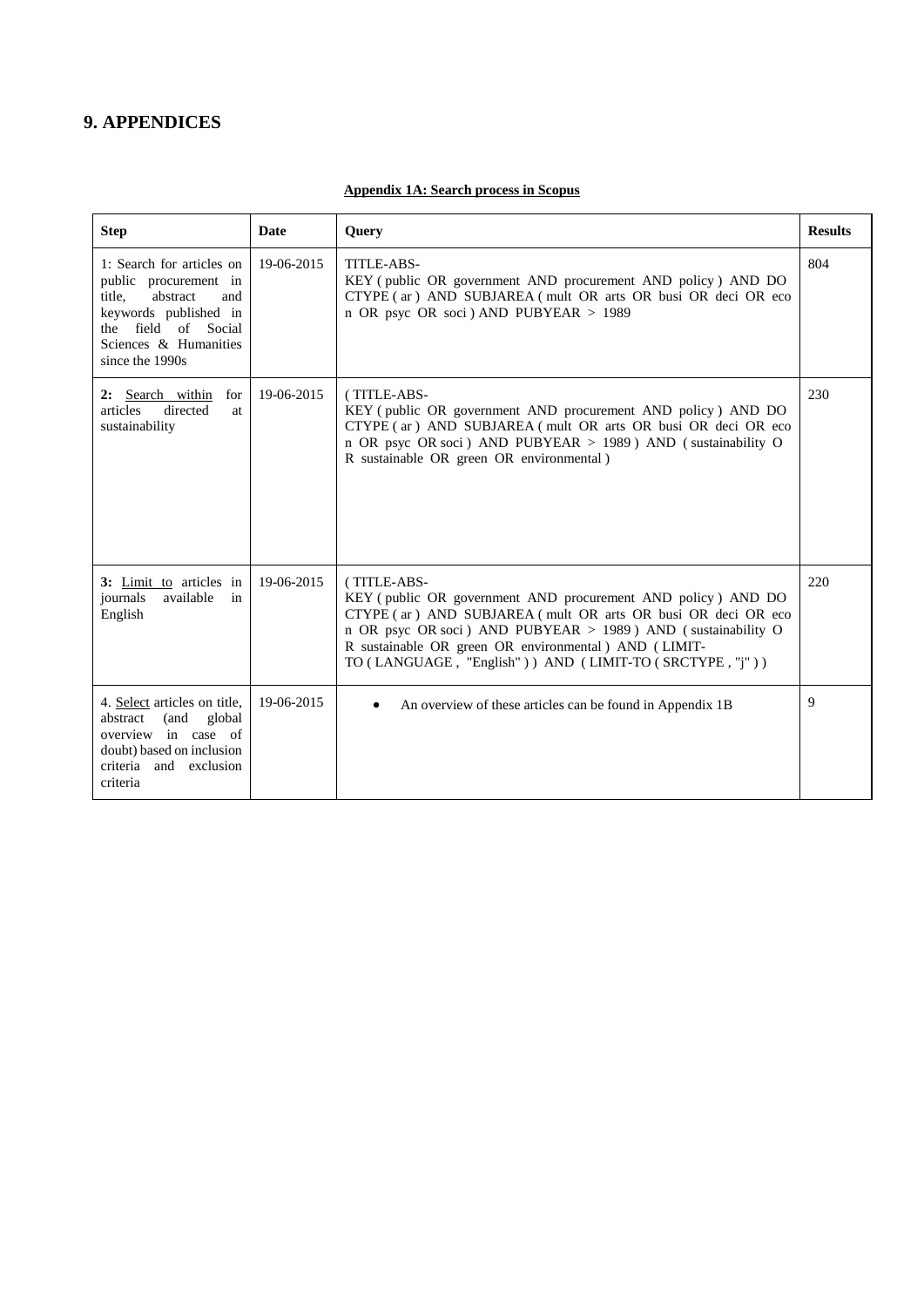# 9. APPENDICES

**Appendix 1A: Search process in Scopus**

| Step | Date | Query | Results |
|---|---|---|---|
| 1: Search for articles on public procurement in title, abstract and keywords published in the field of Social Sciences & Humanities since the 1990s | 19-06-2015 | TITLE-ABS-KEY ( public OR government AND procurement AND policy ) AND DOCTYPE ( ar ) AND SUBJAREA ( mult OR arts OR busi OR deci OR econ OR psyc OR soci ) AND PUBYEAR > 1989 | 804 |
| **2:** Search within for articles directed at sustainability | 19-06-2015 | ( TITLE-ABS-KEY ( public OR government AND procurement AND policy ) AND DOCTYPE ( ar ) AND SUBJAREA ( mult OR arts OR busi OR deci OR econ OR psyc OR soci ) AND PUBYEAR > 1989 ) AND ( sustainability OR sustainable OR green OR environmental ) | 230 |
| **3:** Limit to articles in journals available in English | 19-06-2015 | ( TITLE-ABS-KEY ( public OR government AND procurement AND policy ) AND DOCTYPE ( ar ) AND SUBJAREA ( mult OR arts OR busi OR deci OR econ OR psyc OR soci ) AND PUBYEAR > 1989 ) AND ( sustainability OR sustainable OR green OR environmental ) AND ( LIMIT-TO ( LANGUAGE , "English" ) ) AND ( LIMIT-TO ( SRCTYPE , "j" ) ) | 220 |
| 4. Select articles on title, abstract (and global overview in case of doubt) based on inclusion criteria and exclusion criteria | 19-06-2015 | • An overview of these articles can be found in Appendix 1B | 9 |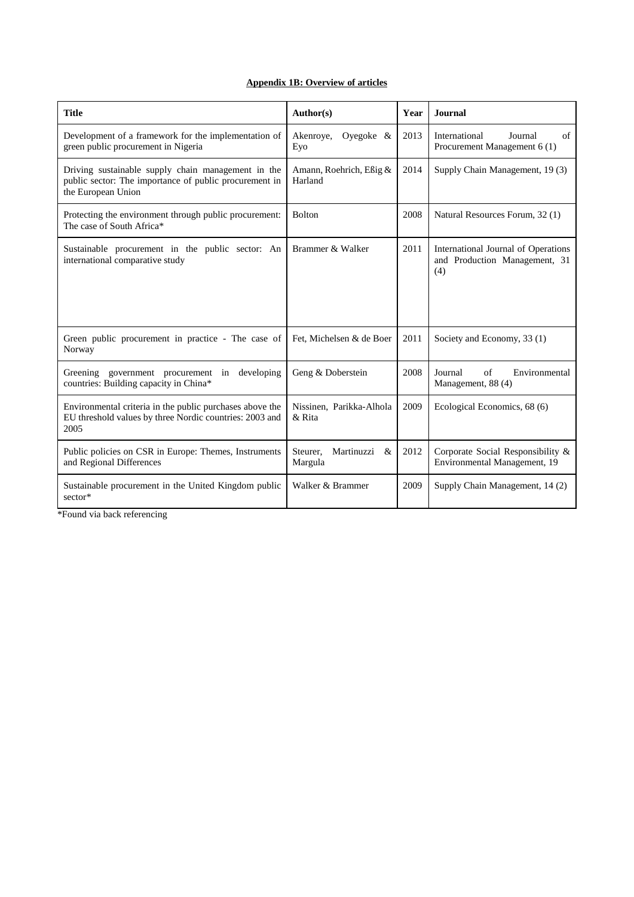**Appendix 1B: Overview of articles**

| Title | Author(s) | Year | Journal |
|---|---|---|---|
| Development of a framework for the implementation of green public procurement in Nigeria | Akenroye, Oyegoke & Eyo | 2013 | International Journal of Procurement Management 6 (1) |
| Driving sustainable supply chain management in the public sector: The importance of public procurement in the European Union | Amann, Roehrich, Eßig & Harland | 2014 | Supply Chain Management, 19 (3) |
| Protecting the environment through public procurement: The case of South Africa* | Bolton | 2008 | Natural Resources Forum, 32 (1) |
| Sustainable procurement in the public sector: An international comparative study | Brammer & Walker | 2011 | International Journal of Operations and Production Management, 31 (4) |
| Green public procurement in practice - The case of Norway | Fet, Michelsen & de Boer | 2011 | Society and Economy, 33 (1) |
| Greening government procurement in developing countries: Building capacity in China* | Geng & Doberstein | 2008 | Journal of Environmental Management, 88 (4) |
| Environmental criteria in the public purchases above the EU threshold values by three Nordic countries: 2003 and 2005 | Nissinen, Parikka-Alhola & Rita | 2009 | Ecological Economics, 68 (6) |
| Public policies on CSR in Europe: Themes, Instruments and Regional Differences | Steurer, Martinuzzi & Margula | 2012 | Corporate Social Responsibility & Environmental Management, 19 |
| Sustainable procurement in the United Kingdom public sector* | Walker & Brammer | 2009 | Supply Chain Management, 14 (2) |

*Found via back referencing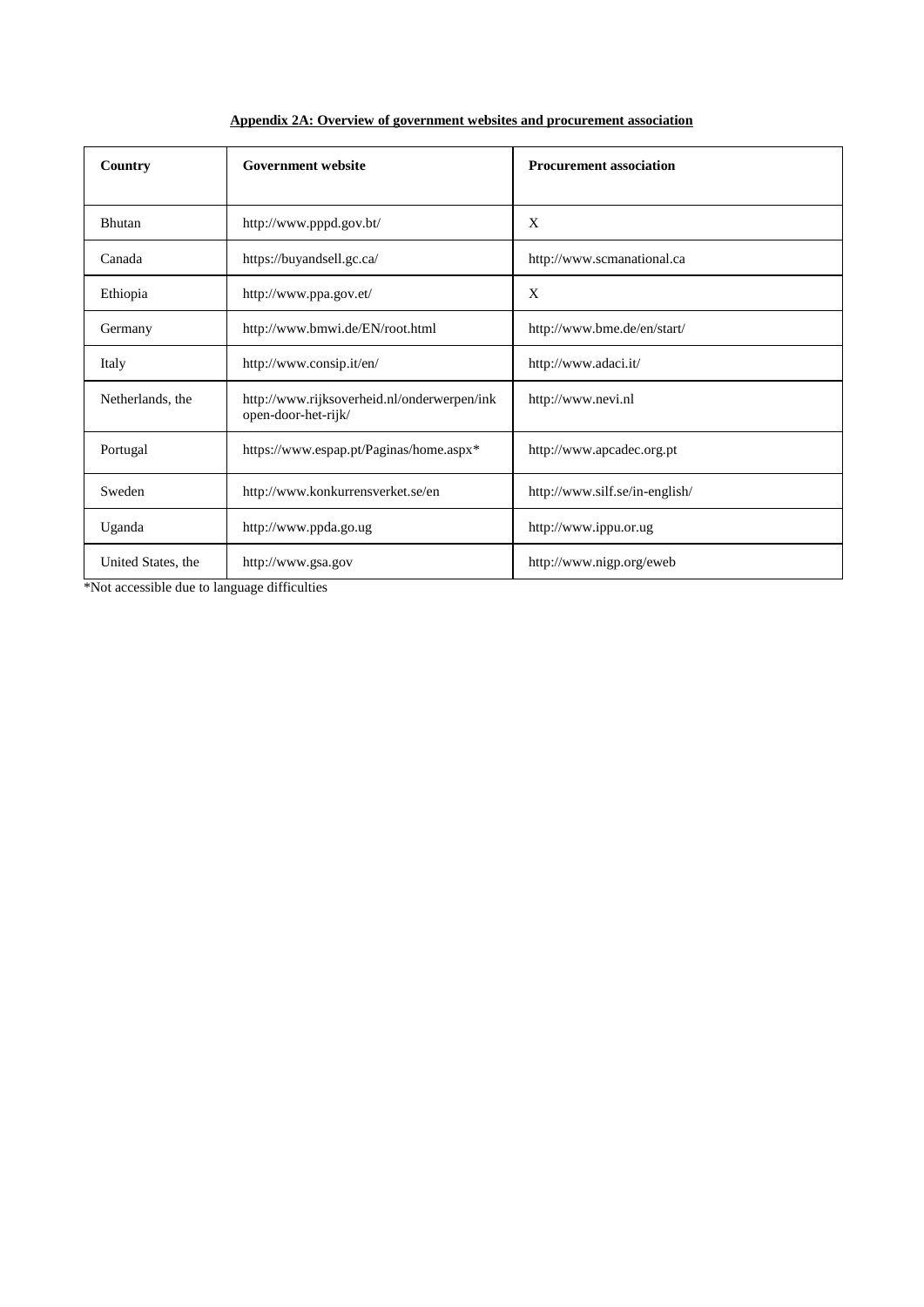**Appendix 2A: Overview of government websites and procurement association**

| Country | Government website | Procurement association |
|---|---|---|
| Bhutan | http://www.pppd.gov.bt/ | X |
| Canada | https://buyandsell.gc.ca/ | http://www.scmanational.ca |
| Ethiopia | http://www.ppa.gov.et/ | X |
| Germany | http://www.bmwi.de/EN/root.html | http://www.bme.de/en/start/ |
| Italy | http://www.consip.it/en/ | http://www.adaci.it/ |
| Netherlands, the | http://www.rijksoverheid.nl/onderwerpen/inkopen-door-het-rijk/ | http://www.nevi.nl |
| Portugal | https://www.espap.pt/Paginas/home.aspx* | http://www.apcadec.org.pt |
| Sweden | http://www.konkurrensverket.se/en | http://www.silf.se/in-english/ |
| Uganda | http://www.ppda.go.ug | http://www.ippu.or.ug |
| United States, the | http://www.gsa.gov | http://www.nigp.org/eweb |

*Not accessible due to language difficulties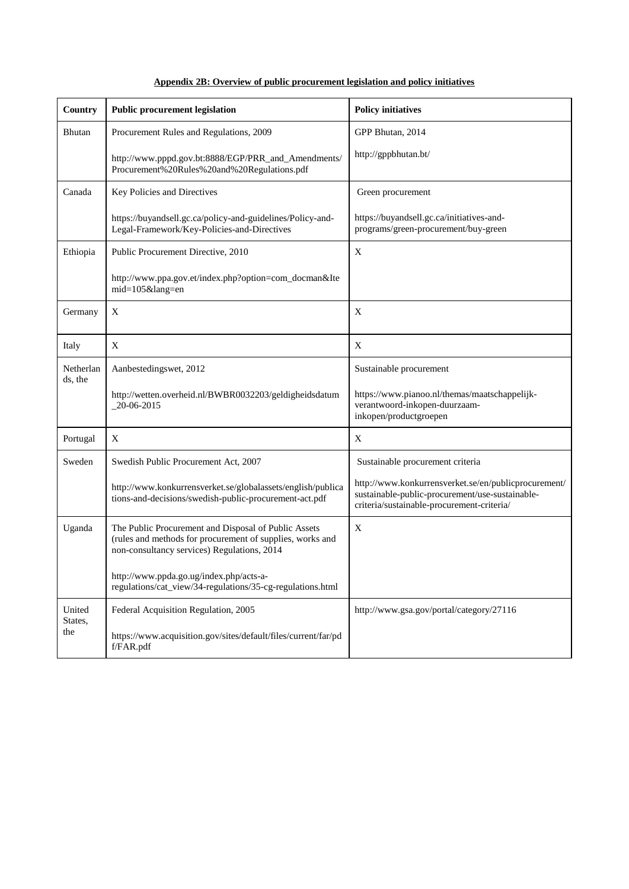**Appendix 2B: Overview of public procurement legislation and policy initiatives**

| Country | Public procurement legislation | Policy initiatives |
|---|---|---|
| Bhutan | Procurement Rules and Regulations, 2009<br><br>http://www.pppd.gov.bt:8888/EGP/PRR_and_Amendments/Procurement%20Rules%20and%20Regulations.pdf | GPP Bhutan, 2014<br><br>http://gppbhutan.bt/ |
| Canada | Key Policies and Directives<br><br>https://buyandsell.gc.ca/policy-and-guidelines/Policy-and-Legal-Framework/Key-Policies-and-Directives | Green procurement<br><br>https://buyandsell.gc.ca/initiatives-and-programs/green-procurement/buy-green |
| Ethiopia | Public Procurement Directive, 2010<br><br>http://www.ppa.gov.et/index.php?option=com_docman&Itemid=105&lang=en | X |
| Germany | X | X |
| Italy | X | X |
| Netherlands, the | Aanbestedingswet, 2012<br><br>http://wetten.overheid.nl/BWBR0032203/geldigheidsdatum_20-06-2015 | Sustainable procurement<br><br>https://www.pianoo.nl/themas/maatschappelijk-verantwoord-inkopen-duurzaam-inkopen/productgroepen |
| Portugal | X | X |
| Sweden | Swedish Public Procurement Act, 2007<br><br>http://www.konkurrensverket.se/globalassets/english/publications-and-decisions/swedish-public-procurement-act.pdf | Sustainable procurement criteria<br><br>http://www.konkurrensverket.se/en/publicprocurement/sustainable-public-procurement/use-sustainable-criteria/sustainable-procurement-criteria/ |
| Uganda | The Public Procurement and Disposal of Public Assets (rules and methods for procurement of supplies, works and non-consultancy services) Regulations, 2014<br><br>http://www.ppda.go.ug/index.php/acts-a-regulations/cat_view/34-regulations/35-cg-regulations.html | X |
| United States, the | Federal Acquisition Regulation, 2005<br><br>https://www.acquisition.gov/sites/default/files/current/far/pdf/FAR.pdf | http://www.gsa.gov/portal/category/27116 |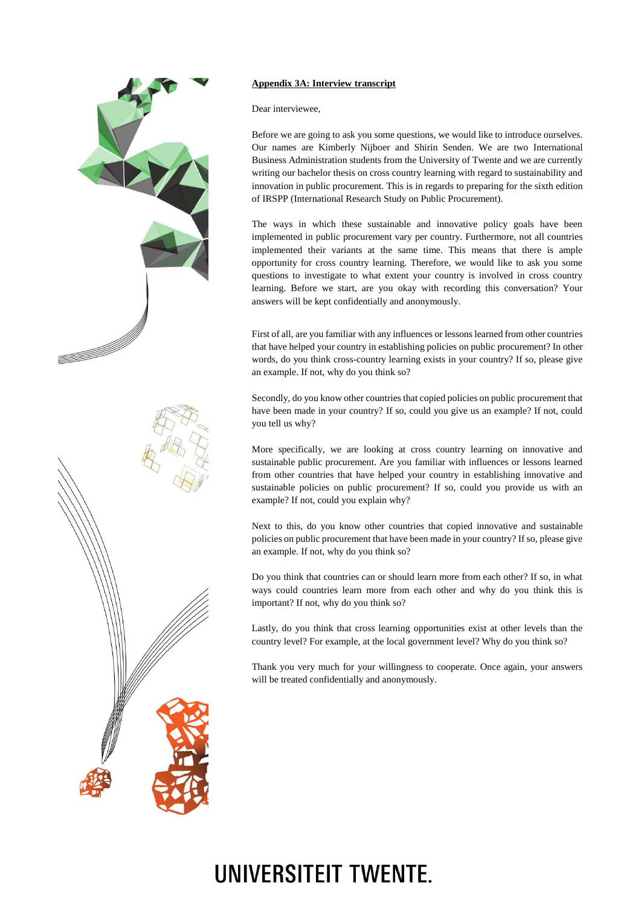**Appendix 3A: Interview transcript**

Dear interviewee,

Before we are going to ask you some questions, we would like to introduce ourselves. Our names are Kimberly Nijboer and Shirin Senden. We are two International Business Administration students from the University of Twente and we are currently writing our bachelor thesis on cross country learning with regard to sustainability and innovation in public procurement. This is in regards to preparing for the sixth edition of IRSPP (International Research Study on Public Procurement).

The ways in which these sustainable and innovative policy goals have been implemented in public procurement vary per country. Furthermore, not all countries implemented their variants at the same time. This means that there is ample opportunity for cross country learning. Therefore, we would like to ask you some questions to investigate to what extent your country is involved in cross country learning. Before we start, are you okay with recording this conversation? Your answers will be kept confidentially and anonymously.

First of all, are you familiar with any influences or lessons learned from other countries that have helped your country in establishing policies on public procurement? In other words, do you think cross-country learning exists in your country? If so, please give an example. If not, why do you think so?

Secondly, do you know other countries that copied policies on public procurement that have been made in your country? If so, could you give us an example? If not, could you tell us why?

More specifically, we are looking at cross country learning on innovative and sustainable public procurement. Are you familiar with influences or lessons learned from other countries that have helped your country in establishing innovative and sustainable policies on public procurement? If so, could you provide us with an example? If not, could you explain why?

Next to this, do you know other countries that copied innovative and sustainable policies on public procurement that have been made in your country? If so, please give an example. If not, why do you think so?

Do you think that countries can or should learn more from each other? If so, in what ways could countries learn more from each other and why do you think this is important? If not, why do you think so?

Lastly, do you think that cross learning opportunities exist at other levels than the country level? For example, at the local government level? Why do you think so?

Thank you very much for your willingness to cooperate. Once again, your answers will be treated confidentially and anonymously.

UNIVERSITEIT TWENTE.